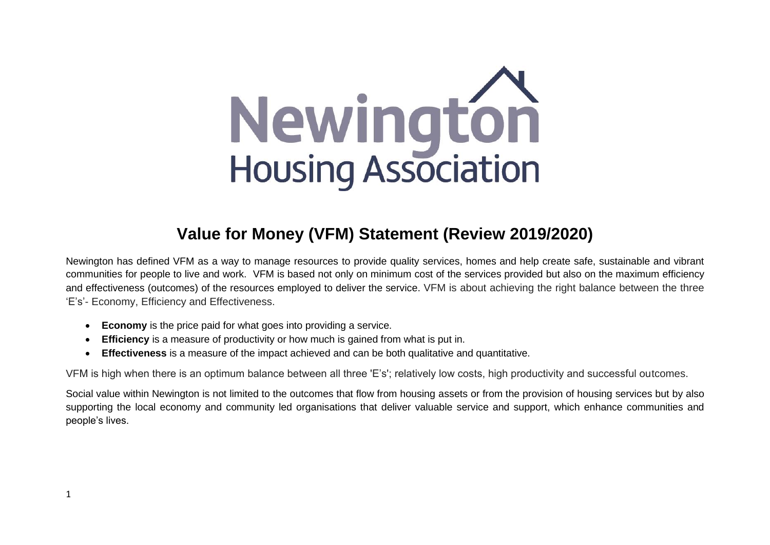Newington Housing Association

# Value for Money (VFM) Statement (Review 2019/2020)

Newington has defined VFM as a way to manage resources to provide quality services, homes and help create safe, sustainable and vibrant communities for people to live and work. VFM is based not only on minimum cost of the services provided but also on the maximum efficiency and effectiveness (outcomes) of the resources employed to deliver the service. VFM is about achieving the right balance between the three 'E's'- Economy, Efficiency and Effectiveness.

- **Economy** is the price paid for what goes into providing a service.
- **Efficiency** is a measure of productivity or how much is gained from what is put in.
- **Effectiveness** is a measure of the impact achieved and can be both qualitative and quantitative.

VFM is high when there is an optimum balance between all three 'E's'; relatively low costs, high productivity and successful outcomes.

Social value within Newington is not limited to the outcomes that flow from housing assets or from the provision of housing services but by also supporting the local economy and community led organisations that deliver valuable service and support, which enhance communities and people's lives.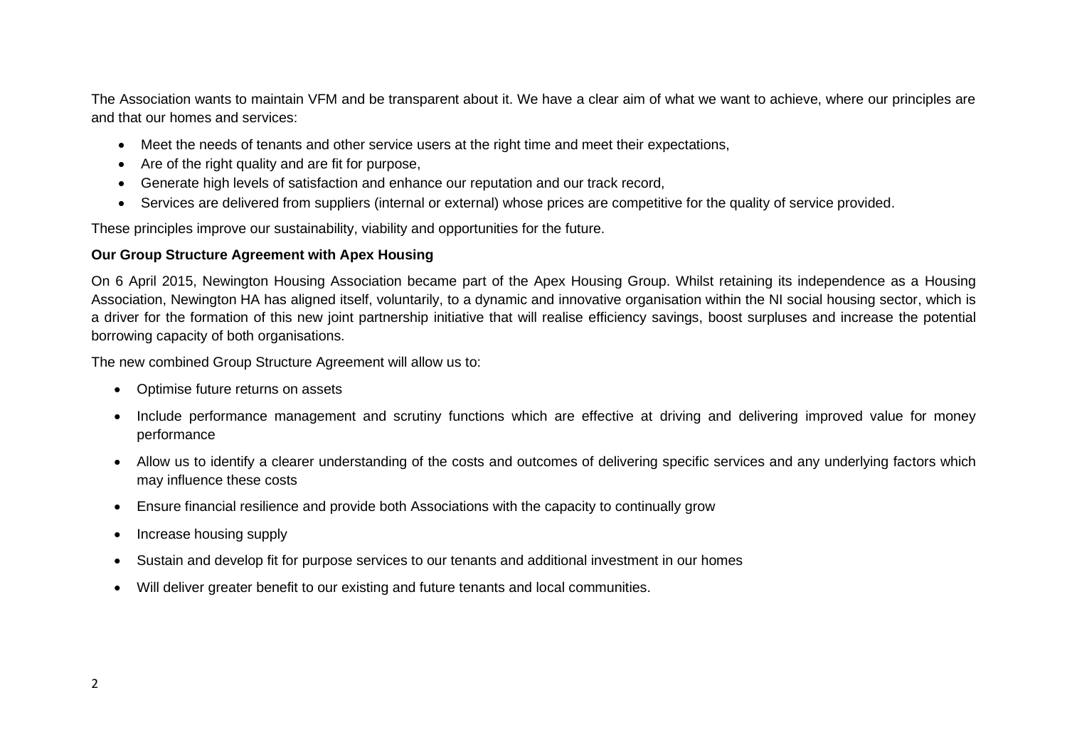The Association wants to maintain VFM and be transparent about it. We have a clear aim of what we want to achieve, where our principles are and that our homes and services:

- Meet the needs of tenants and other service users at the right time and meet their expectations,
- Are of the right quality and are fit for purpose,
- Generate high levels of satisfaction and enhance our reputation and our track record,
- Services are delivered from suppliers (internal or external) whose prices are competitive for the quality of service provided.

These principles improve our sustainability, viability and opportunities for the future.

**Our Group Structure Agreement with Apex Housing**

On 6 April 2015, Newington Housing Association became part of the Apex Housing Group. Whilst retaining its independence as a Housing Association, Newington HA has aligned itself, voluntarily, to a dynamic and innovative organisation within the NI social housing sector, which is a driver for the formation of this new joint partnership initiative that will realise efficiency savings, boost surpluses and increase the potential borrowing capacity of both organisations.

The new combined Group Structure Agreement will allow us to:

- Optimise future returns on assets
- Include performance management and scrutiny functions which are effective at driving and delivering improved value for money performance
- Allow us to identify a clearer understanding of the costs and outcomes of delivering specific services and any underlying factors which may influence these costs
- Ensure financial resilience and provide both Associations with the capacity to continually grow
- Increase housing supply
- Sustain and develop fit for purpose services to our tenants and additional investment in our homes
- Will deliver greater benefit to our existing and future tenants and local communities.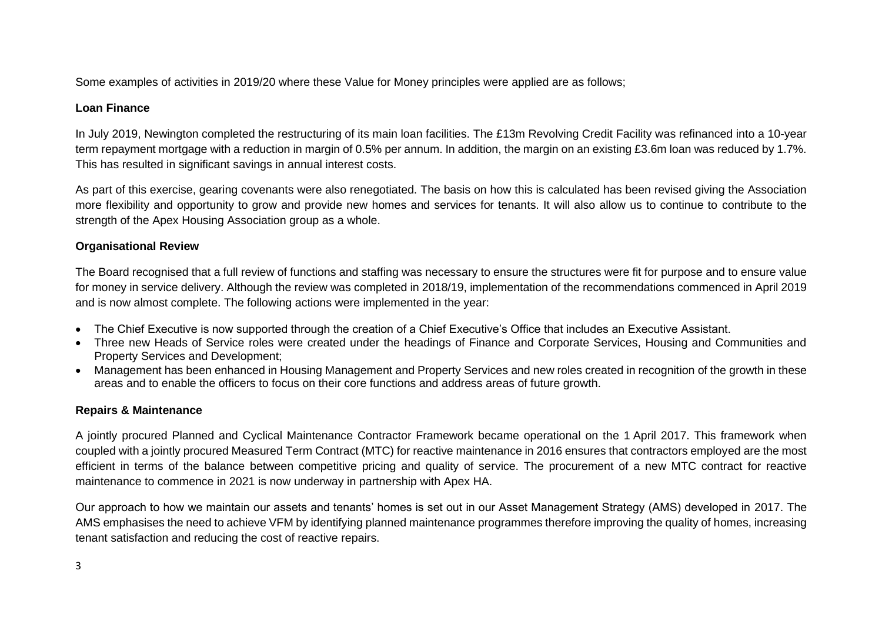Some examples of activities in 2019/20 where these Value for Money principles were applied are as follows;

**Loan Finance**

In July 2019, Newington completed the restructuring of its main loan facilities. The £13m Revolving Credit Facility was refinanced into a 10-year term repayment mortgage with a reduction in margin of 0.5% per annum. In addition, the margin on an existing £3.6m loan was reduced by 1.7%. This has resulted in significant savings in annual interest costs.

As part of this exercise, gearing covenants were also renegotiated. The basis on how this is calculated has been revised giving the Association more flexibility and opportunity to grow and provide new homes and services for tenants. It will also allow us to continue to contribute to the strength of the Apex Housing Association group as a whole.

**Organisational Review**

The Board recognised that a full review of functions and staffing was necessary to ensure the structures were fit for purpose and to ensure value for money in service delivery. Although the review was completed in 2018/19, implementation of the recommendations commenced in April 2019 and is now almost complete. The following actions were implemented in the year:

- The Chief Executive is now supported through the creation of a Chief Executive's Office that includes an Executive Assistant.
- Three new Heads of Service roles were created under the headings of Finance and Corporate Services, Housing and Communities and Property Services and Development;
- Management has been enhanced in Housing Management and Property Services and new roles created in recognition of the growth in these areas and to enable the officers to focus on their core functions and address areas of future growth.

**Repairs & Maintenance**

A jointly procured Planned and Cyclical Maintenance Contractor Framework became operational on the 1 April 2017. This framework when coupled with a jointly procured Measured Term Contract (MTC) for reactive maintenance in 2016 ensures that contractors employed are the most efficient in terms of the balance between competitive pricing and quality of service. The procurement of a new MTC contract for reactive maintenance to commence in 2021 is now underway in partnership with Apex HA.

Our approach to how we maintain our assets and tenants' homes is set out in our Asset Management Strategy (AMS) developed in 2017. The AMS emphasises the need to achieve VFM by identifying planned maintenance programmes therefore improving the quality of homes, increasing tenant satisfaction and reducing the cost of reactive repairs.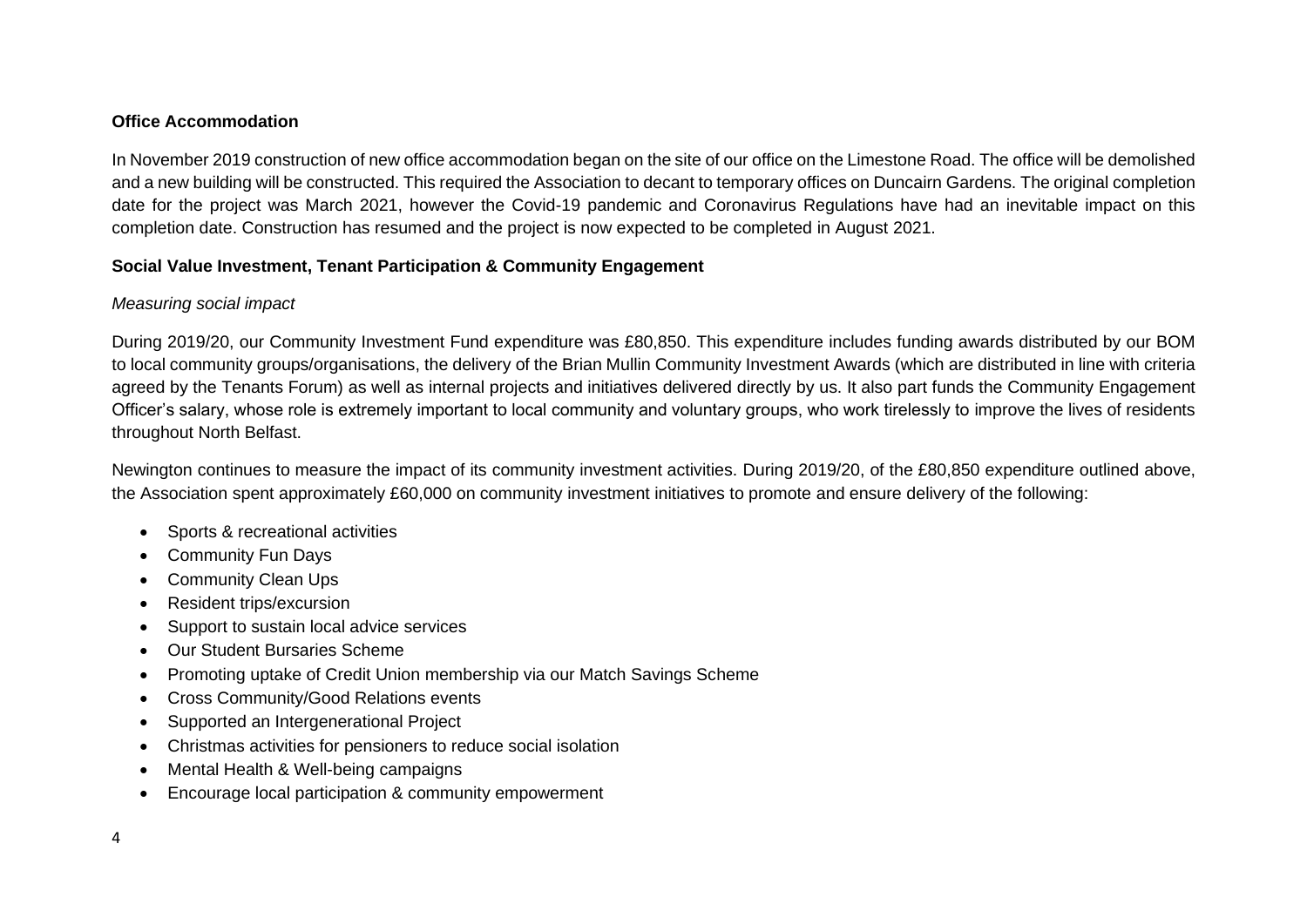**Office Accommodation**

In November 2019 construction of new office accommodation began on the site of our office on the Limestone Road. The office will be demolished and a new building will be constructed. This required the Association to decant to temporary offices on Duncairn Gardens. The original completion date for the project was March 2021, however the Covid-19 pandemic and Coronavirus Regulations have had an inevitable impact on this completion date. Construction has resumed and the project is now expected to be completed in August 2021.

**Social Value Investment, Tenant Participation & Community Engagement**

*Measuring social impact*

During 2019/20, our Community Investment Fund expenditure was £80,850. This expenditure includes funding awards distributed by our BOM to local community groups/organisations, the delivery of the Brian Mullin Community Investment Awards (which are distributed in line with criteria agreed by the Tenants Forum) as well as internal projects and initiatives delivered directly by us. It also part funds the Community Engagement Officer's salary, whose role is extremely important to local community and voluntary groups, who work tirelessly to improve the lives of residents throughout North Belfast.

Newington continues to measure the impact of its community investment activities. During 2019/20, of the £80,850 expenditure outlined above, the Association spent approximately £60,000 on community investment initiatives to promote and ensure delivery of the following:

- Sports & recreational activities
- Community Fun Days
- Community Clean Ups
- Resident trips/excursion
- Support to sustain local advice services
- Our Student Bursaries Scheme
- Promoting uptake of Credit Union membership via our Match Savings Scheme
- Cross Community/Good Relations events
- Supported an Intergenerational Project
- Christmas activities for pensioners to reduce social isolation
- Mental Health & Well-being campaigns
- Encourage local participation & community empowerment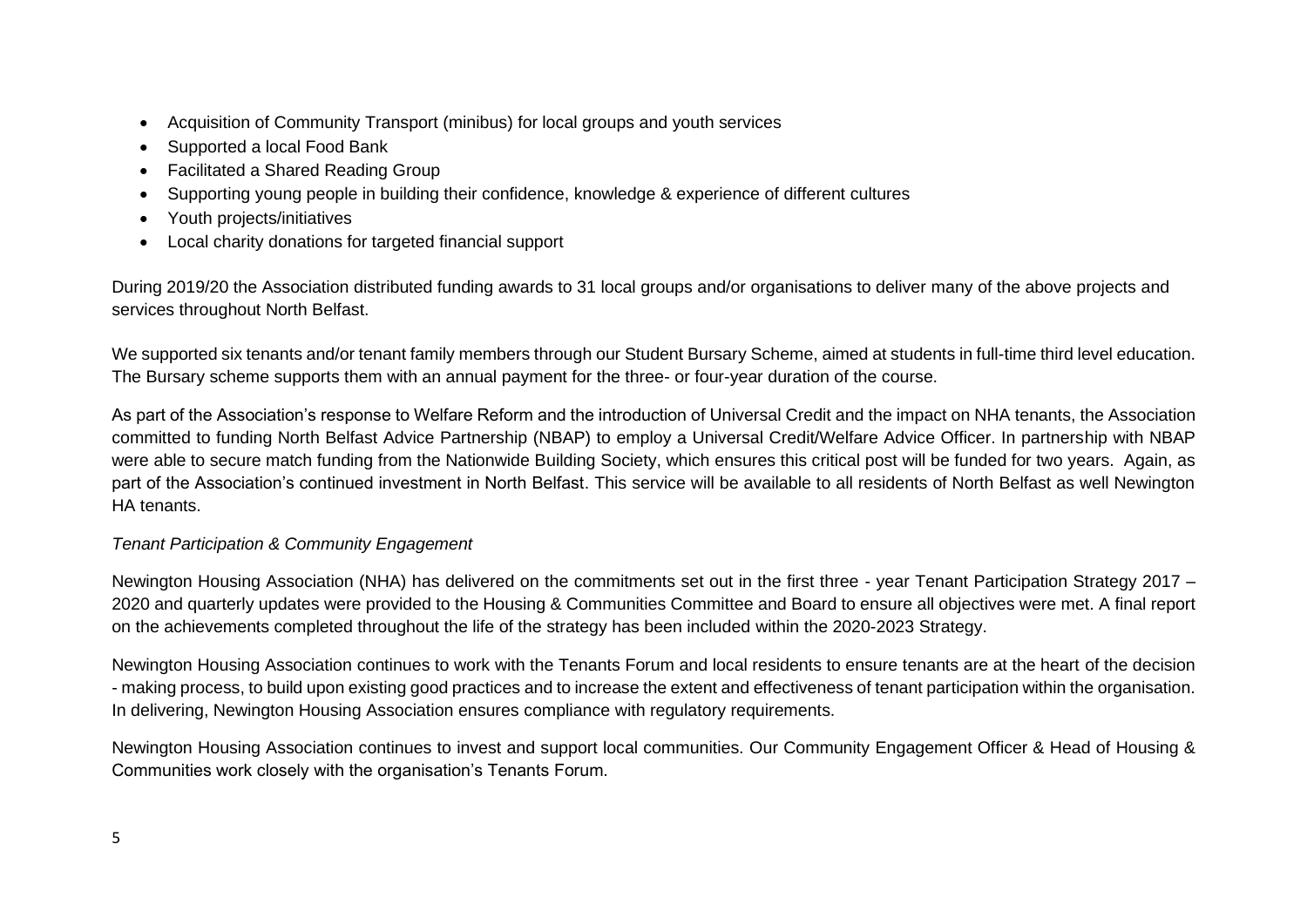- Acquisition of Community Transport (minibus) for local groups and youth services
- Supported a local Food Bank
- Facilitated a Shared Reading Group
- Supporting young people in building their confidence, knowledge & experience of different cultures
- Youth projects/initiatives
- Local charity donations for targeted financial support

During 2019/20 the Association distributed funding awards to 31 local groups and/or organisations to deliver many of the above projects and services throughout North Belfast.

We supported six tenants and/or tenant family members through our Student Bursary Scheme, aimed at students in full-time third level education. The Bursary scheme supports them with an annual payment for the three- or four-year duration of the course.

As part of the Association's response to Welfare Reform and the introduction of Universal Credit and the impact on NHA tenants, the Association committed to funding North Belfast Advice Partnership (NBAP) to employ a Universal Credit/Welfare Advice Officer. In partnership with NBAP were able to secure match funding from the Nationwide Building Society, which ensures this critical post will be funded for two years. Again, as part of the Association's continued investment in North Belfast. This service will be available to all residents of North Belfast as well Newington HA tenants.

*Tenant Participation & Community Engagement*

Newington Housing Association (NHA) has delivered on the commitments set out in the first three - year Tenant Participation Strategy 2017 – 2020 and quarterly updates were provided to the Housing & Communities Committee and Board to ensure all objectives were met. A final report on the achievements completed throughout the life of the strategy has been included within the 2020-2023 Strategy.

Newington Housing Association continues to work with the Tenants Forum and local residents to ensure tenants are at the heart of the decision - making process, to build upon existing good practices and to increase the extent and effectiveness of tenant participation within the organisation. In delivering, Newington Housing Association ensures compliance with regulatory requirements.

Newington Housing Association continues to invest and support local communities. Our Community Engagement Officer & Head of Housing & Communities work closely with the organisation's Tenants Forum.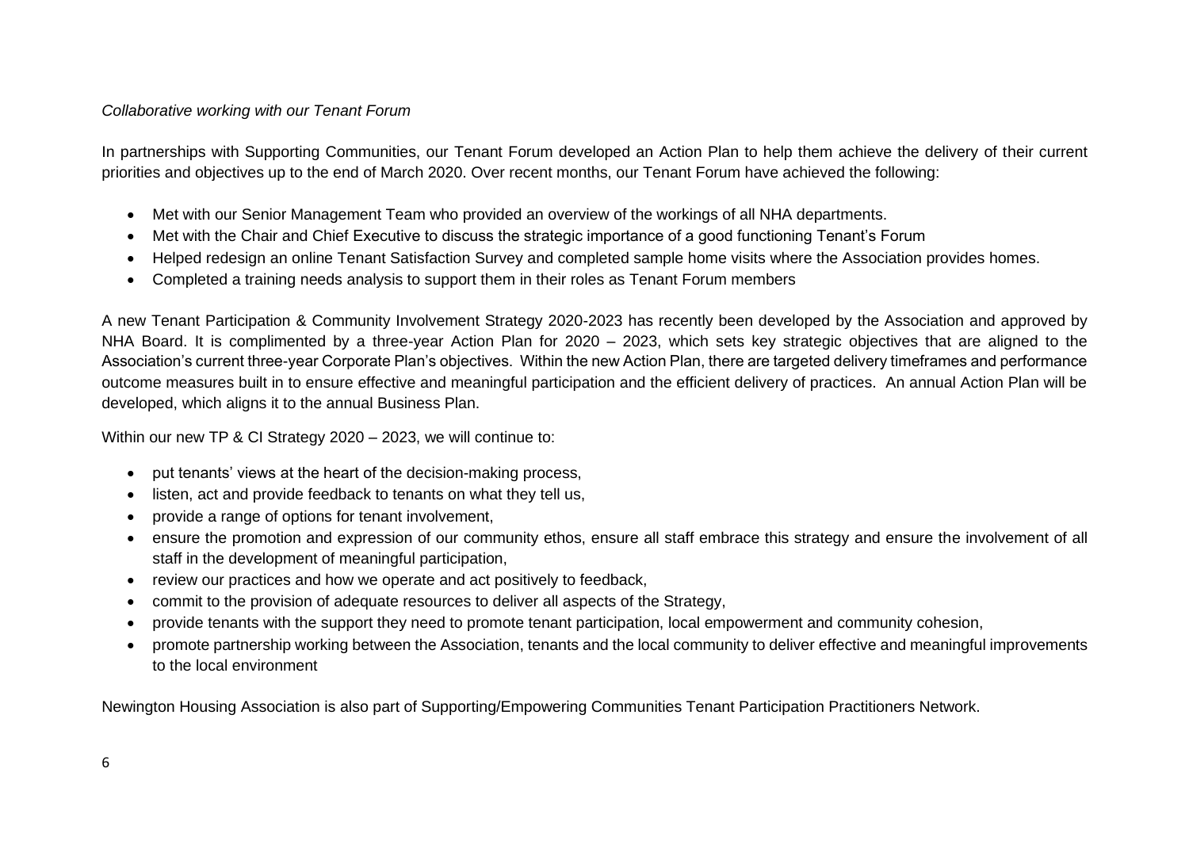*Collaborative working with our Tenant Forum*

In partnerships with Supporting Communities, our Tenant Forum developed an Action Plan to help them achieve the delivery of their current priorities and objectives up to the end of March 2020. Over recent months, our Tenant Forum have achieved the following:

- Met with our Senior Management Team who provided an overview of the workings of all NHA departments.
- Met with the Chair and Chief Executive to discuss the strategic importance of a good functioning Tenant's Forum
- Helped redesign an online Tenant Satisfaction Survey and completed sample home visits where the Association provides homes.
- Completed a training needs analysis to support them in their roles as Tenant Forum members

A new Tenant Participation & Community Involvement Strategy 2020-2023 has recently been developed by the Association and approved by NHA Board. It is complimented by a three-year Action Plan for 2020 – 2023, which sets key strategic objectives that are aligned to the Association's current three-year Corporate Plan's objectives. Within the new Action Plan, there are targeted delivery timeframes and performance outcome measures built in to ensure effective and meaningful participation and the efficient delivery of practices. An annual Action Plan will be developed, which aligns it to the annual Business Plan.

Within our new TP & CI Strategy 2020 – 2023, we will continue to:

- put tenants' views at the heart of the decision-making process,
- listen, act and provide feedback to tenants on what they tell us,
- provide a range of options for tenant involvement,
- ensure the promotion and expression of our community ethos, ensure all staff embrace this strategy and ensure the involvement of all staff in the development of meaningful participation,
- review our practices and how we operate and act positively to feedback,
- commit to the provision of adequate resources to deliver all aspects of the Strategy,
- provide tenants with the support they need to promote tenant participation, local empowerment and community cohesion,
- promote partnership working between the Association, tenants and the local community to deliver effective and meaningful improvements to the local environment

Newington Housing Association is also part of Supporting/Empowering Communities Tenant Participation Practitioners Network.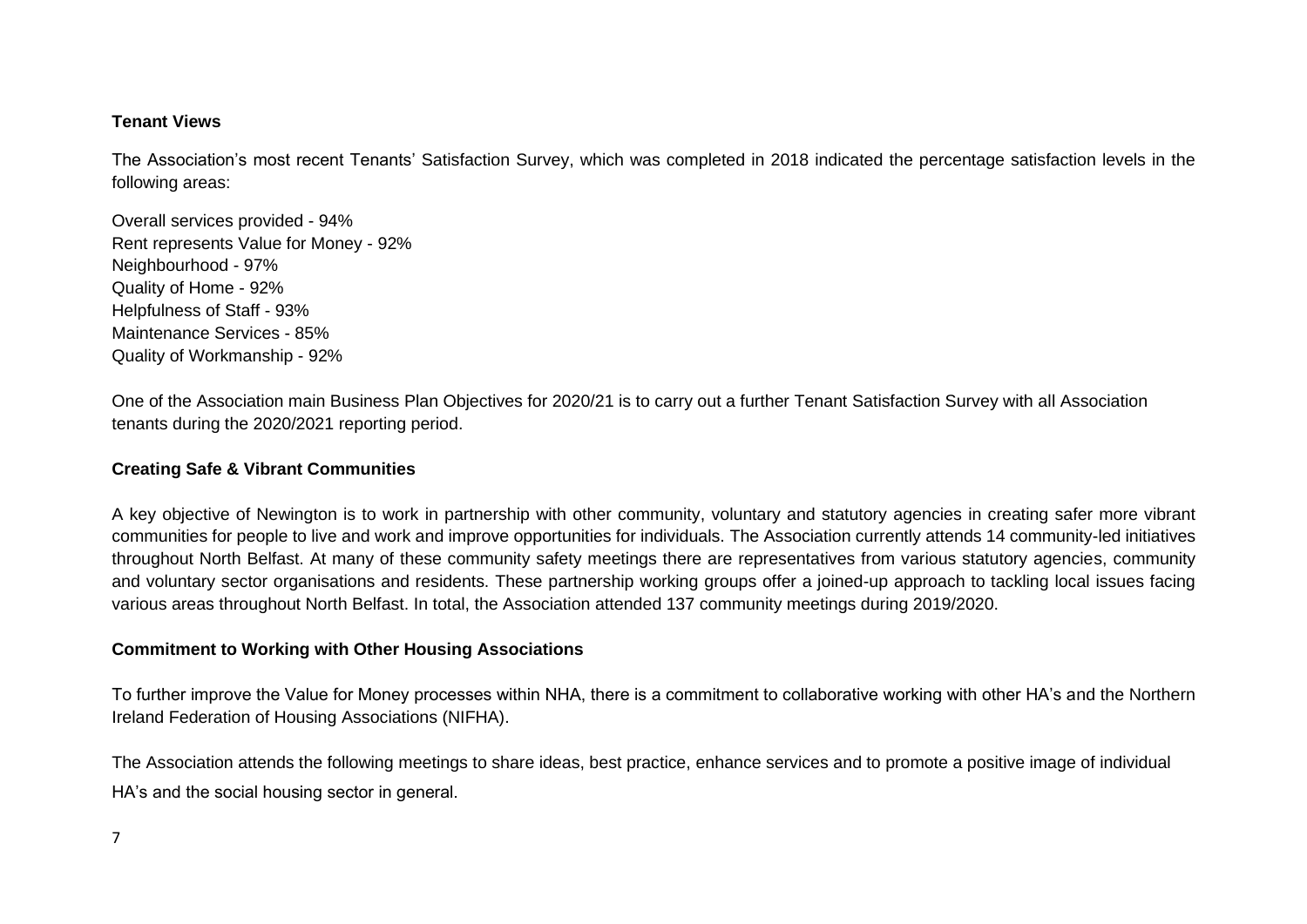**Tenant Views**

The Association's most recent Tenants' Satisfaction Survey, which was completed in 2018 indicated the percentage satisfaction levels in the following areas:

Overall services provided - 94%
Rent represents Value for Money - 92%
Neighbourhood - 97%
Quality of Home - 92%
Helpfulness of Staff - 93%
Maintenance Services - 85%
Quality of Workmanship - 92%

One of the Association main Business Plan Objectives for 2020/21 is to carry out a further Tenant Satisfaction Survey with all Association tenants during the 2020/2021 reporting period.

**Creating Safe & Vibrant Communities**

A key objective of Newington is to work in partnership with other community, voluntary and statutory agencies in creating safer more vibrant communities for people to live and work and improve opportunities for individuals. The Association currently attends 14 community-led initiatives throughout North Belfast. At many of these community safety meetings there are representatives from various statutory agencies, community and voluntary sector organisations and residents. These partnership working groups offer a joined-up approach to tackling local issues facing various areas throughout North Belfast. In total, the Association attended 137 community meetings during 2019/2020.

**Commitment to Working with Other Housing Associations**

To further improve the Value for Money processes within NHA, there is a commitment to collaborative working with other HA's and the Northern Ireland Federation of Housing Associations (NIFHA).

The Association attends the following meetings to share ideas, best practice, enhance services and to promote a positive image of individual HA's and the social housing sector in general.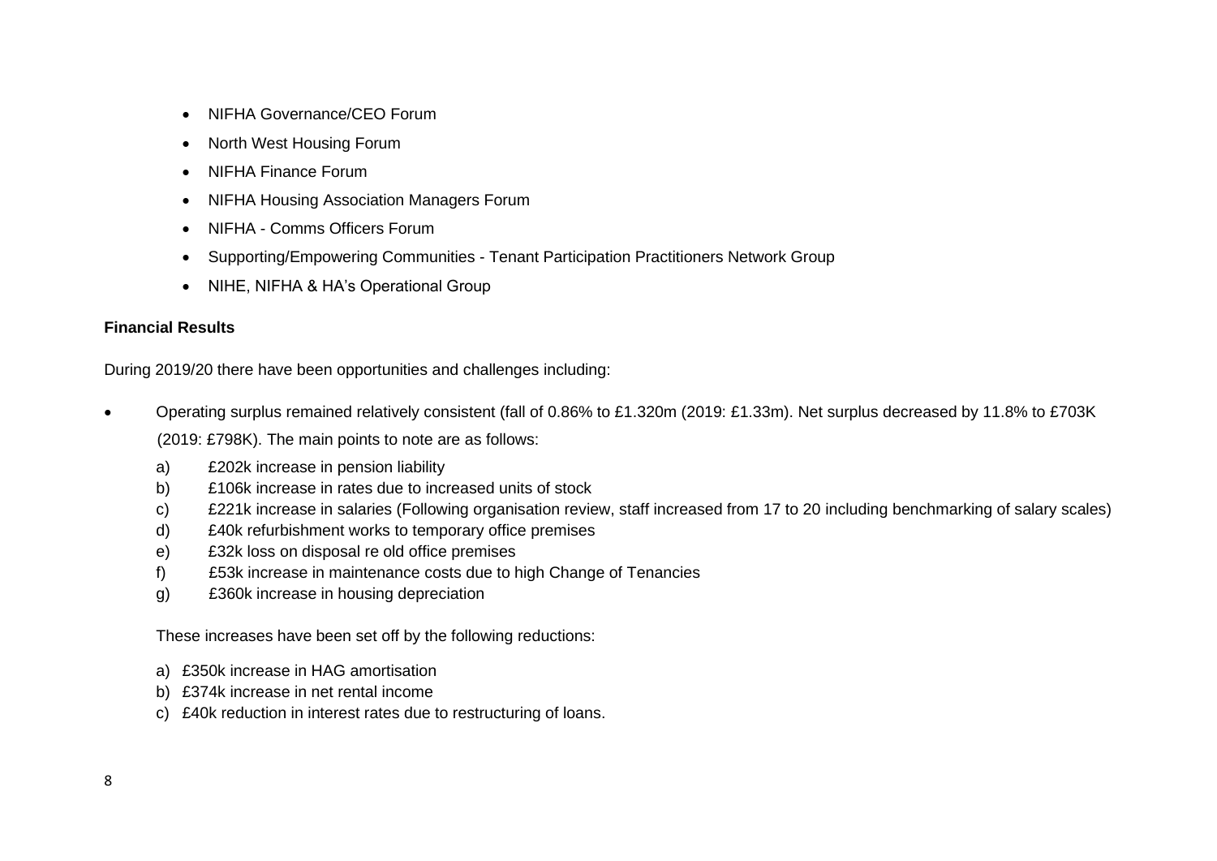- NIFHA Governance/CEO Forum
- North West Housing Forum
- NIFHA Finance Forum
- NIFHA Housing Association Managers Forum
- NIFHA - Comms Officers Forum
- Supporting/Empowering Communities - Tenant Participation Practitioners Network Group
- NIHE, NIFHA & HA's Operational Group

**Financial Results**

During 2019/20 there have been opportunities and challenges including:

- Operating surplus remained relatively consistent (fall of 0.86% to £1.320m (2019: £1.33m). Net surplus decreased by 11.8% to £703K (2019: £798K). The main points to note are as follows:

  a) £202k increase in pension liability
  b) £106k increase in rates due to increased units of stock
  c) £221k increase in salaries (Following organisation review, staff increased from 17 to 20 including benchmarking of salary scales)
  d) £40k refurbishment works to temporary office premises
  e) £32k loss on disposal re old office premises
  f) £53k increase in maintenance costs due to high Change of Tenancies
  g) £360k increase in housing depreciation

  These increases have been set off by the following reductions:

  a) £350k increase in HAG amortisation
  b) £374k increase in net rental income
  c) £40k reduction in interest rates due to restructuring of loans.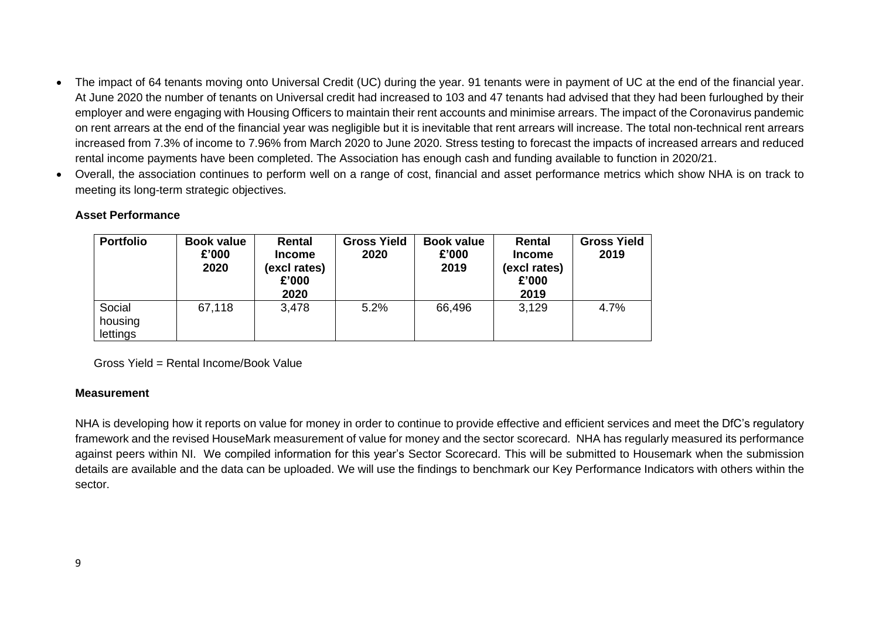- The impact of 64 tenants moving onto Universal Credit (UC) during the year. 91 tenants were in payment of UC at the end of the financial year. At June 2020 the number of tenants on Universal credit had increased to 103 and 47 tenants had advised that they had been furloughed by their employer and were engaging with Housing Officers to maintain their rent accounts and minimise arrears. The impact of the Coronavirus pandemic on rent arrears at the end of the financial year was negligible but it is inevitable that rent arrears will increase. The total non-technical rent arrears increased from 7.3% of income to 7.96% from March 2020 to June 2020. Stress testing to forecast the impacts of increased arrears and reduced rental income payments have been completed. The Association has enough cash and funding available to function in 2020/21.
- Overall, the association continues to perform well on a range of cost, financial and asset performance metrics which show NHA is on track to meeting its long-term strategic objectives.

**Asset Performance**

| Portfolio | Book value £'000 2020 | Rental Income (excl rates) £'000 2020 | Gross Yield 2020 | Book value £'000 2019 | Rental Income (excl rates) £'000 2019 | Gross Yield 2019 |
|---|---|---|---|---|---|---|
| Social housing lettings | 67,118 | 3,478 | 5.2% | 66,496 | 3,129 | 4.7% |

Gross Yield = Rental Income/Book Value

**Measurement**

NHA is developing how it reports on value for money in order to continue to provide effective and efficient services and meet the DfC's regulatory framework and the revised HouseMark measurement of value for money and the sector scorecard. NHA has regularly measured its performance against peers within NI. We compiled information for this year's Sector Scorecard. This will be submitted to Housemark when the submission details are available and the data can be uploaded. We will use the findings to benchmark our Key Performance Indicators with others within the sector.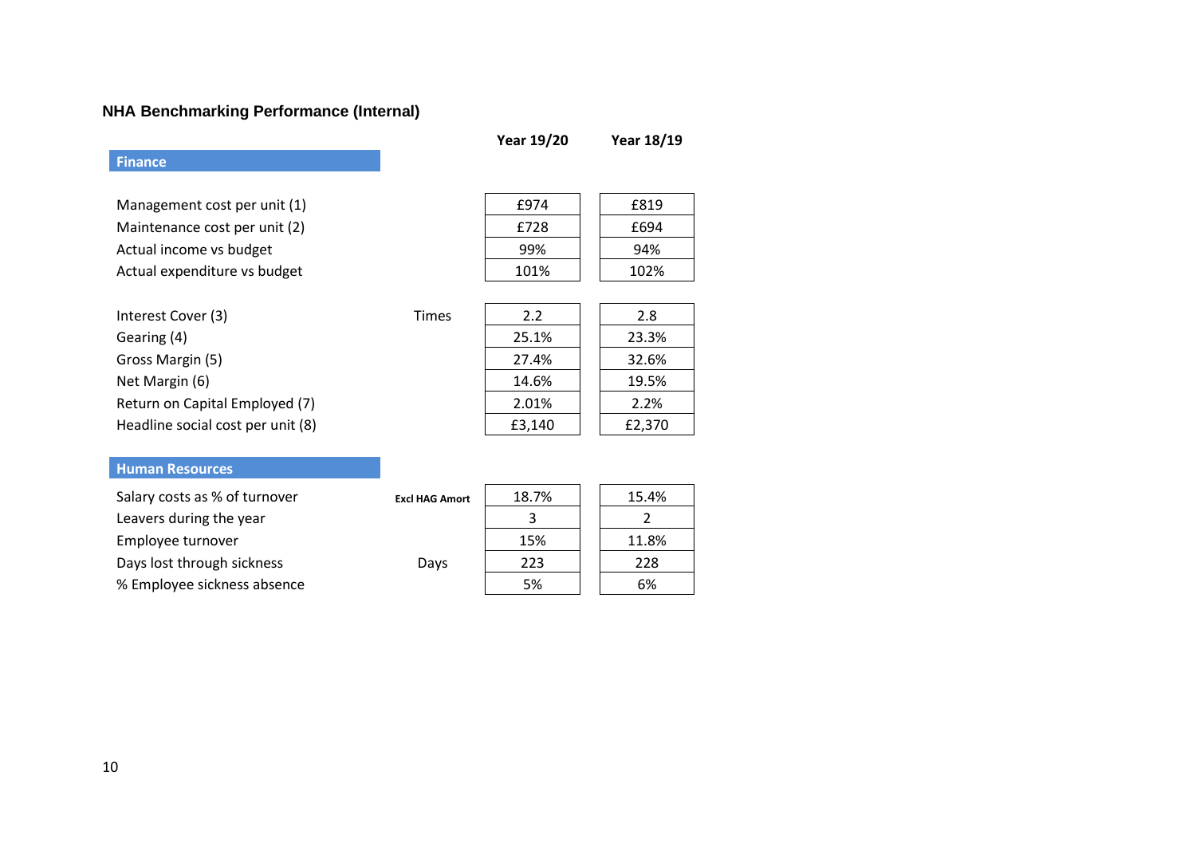## NHA Benchmarking Performance (Internal)

| | | Year 19/20 | Year 18/19 |
|---|---|---|---|
| **Finance** | | | |
| Management cost per unit (1) | | £974 | £819 |
| Maintenance cost per unit (2) | | £728 | £694 |
| Actual income vs budget | | 99% | 94% |
| Actual expenditure vs budget | | 101% | 102% |
| Interest Cover (3) | Times | 2.2 | 2.8 |
| Gearing (4) | | 25.1% | 23.3% |
| Gross Margin (5) | | 27.4% | 32.6% |
| Net Margin (6) | | 14.6% | 19.5% |
| Return on Capital Employed (7) | | 2.01% | 2.2% |
| Headline social cost per unit (8) | | £3,140 | £2,370 |
| **Human Resources** | | | |
| Salary costs as % of turnover | **Excl HAG Amort** | 18.7% | 15.4% |
| Leavers during the year | | 3 | 2 |
| Employee turnover | | 15% | 11.8% |
| Days lost through sickness | Days | 223 | 228 |
| % Employee sickness absence | | 5% | 6% |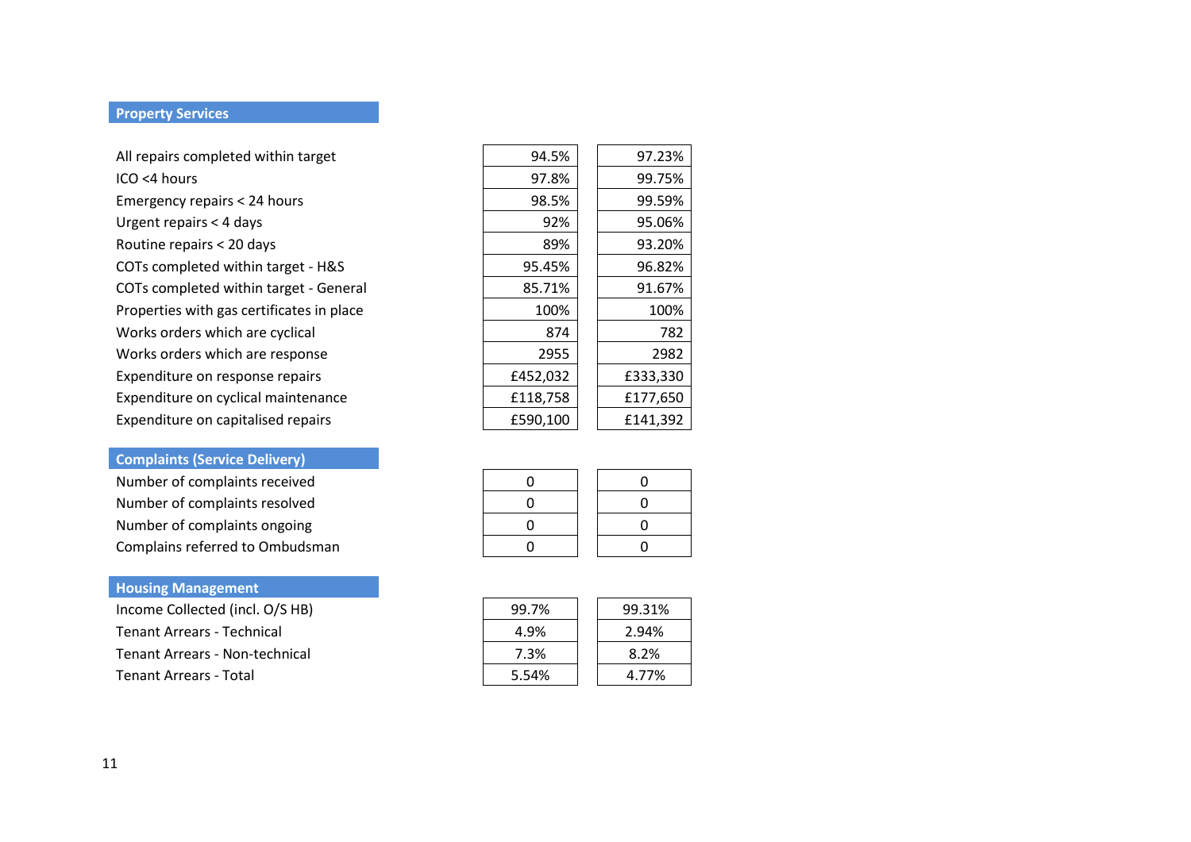## Property Services

| | | |
|---|---|---|
| All repairs completed within target | 94.5% | 97.23% |
| ICO <4 hours | 97.8% | 99.75% |
| Emergency repairs < 24 hours | 98.5% | 99.59% |
| Urgent repairs < 4 days | 92% | 95.06% |
| Routine repairs < 20 days | 89% | 93.20% |
| COTs completed within target - H&S | 95.45% | 96.82% |
| COTs completed within target - General | 85.71% | 91.67% |
| Properties with gas certificates in place | 100% | 100% |
| Works orders which are cyclical | 874 | 782 |
| Works orders which are response | 2955 | 2982 |
| Expenditure on response repairs | £452,032 | £333,330 |
| Expenditure on cyclical maintenance | £118,758 | £177,650 |
| Expenditure on capitalised repairs | £590,100 | £141,392 |

## Complaints (Service Delivery)

| | | |
|---|---|---|
| Number of complaints received | 0 | 0 |
| Number of complaints resolved | 0 | 0 |
| Number of complaints ongoing | 0 | 0 |
| Complains referred to Ombudsman | 0 | 0 |

## Housing Management

| | | |
|---|---|---|
| Income Collected (incl. O/S HB) | 99.7% | 99.31% |
| Tenant Arrears - Technical | 4.9% | 2.94% |
| Tenant Arrears - Non-technical | 7.3% | 8.2% |
| Tenant Arrears - Total | 5.54% | 4.77% |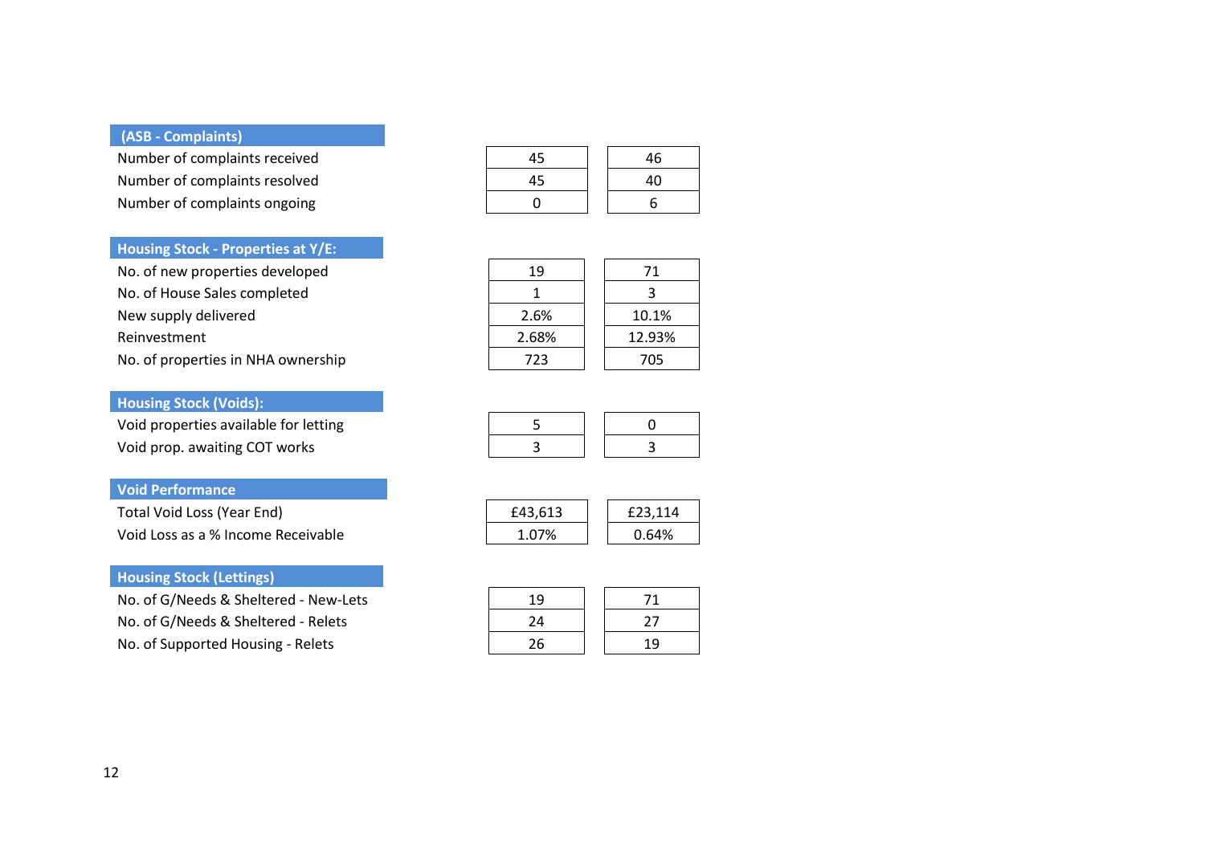| (ASB - Complaints) | | |
|---|---|---|
| Number of complaints received | 45 | 46 |
| Number of complaints resolved | 45 | 40 |
| Number of complaints ongoing | 0 | 6 |

| Housing Stock - Properties at Y/E: | | |
|---|---|---|
| No. of new properties developed | 19 | 71 |
| No. of House Sales completed | 1 | 3 |
| New supply delivered | 2.6% | 10.1% |
| Reinvestment | 2.68% | 12.93% |
| No. of properties in NHA ownership | 723 | 705 |

| Housing Stock (Voids): | | |
|---|---|---|
| Void properties available for letting | 5 | 0 |
| Void prop. awaiting COT works | 3 | 3 |

| Void Performance | | |
|---|---|---|
| Total Void Loss (Year End) | £43,613 | £23,114 |
| Void Loss as a % Income Receivable | 1.07% | 0.64% |

| Housing Stock (Lettings) | | |
|---|---|---|
| No. of G/Needs & Sheltered - New-Lets | 19 | 71 |
| No. of G/Needs & Sheltered - Relets | 24 | 27 |
| No. of Supported Housing - Relets | 26 | 19 |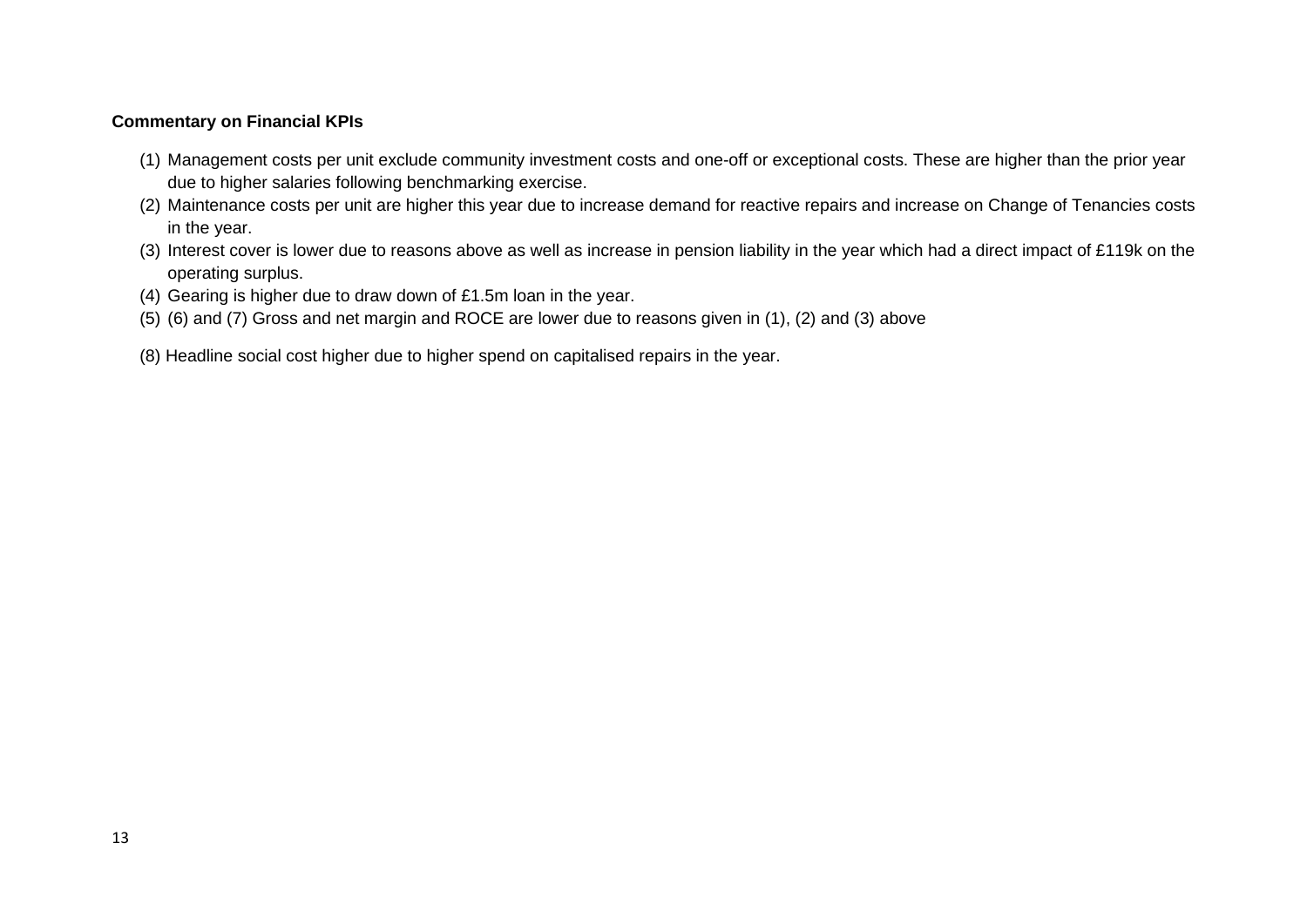**Commentary on Financial KPIs**

(1) Management costs per unit exclude community investment costs and one-off or exceptional costs. These are higher than the prior year due to higher salaries following benchmarking exercise.
(2) Maintenance costs per unit are higher this year due to increase demand for reactive repairs and increase on Change of Tenancies costs in the year.
(3) Interest cover is lower due to reasons above as well as increase in pension liability in the year which had a direct impact of £119k on the operating surplus.
(4) Gearing is higher due to draw down of £1.5m loan in the year.
(5) (6) and (7) Gross and net margin and ROCE are lower due to reasons given in (1), (2) and (3) above

(8) Headline social cost higher due to higher spend on capitalised repairs in the year.